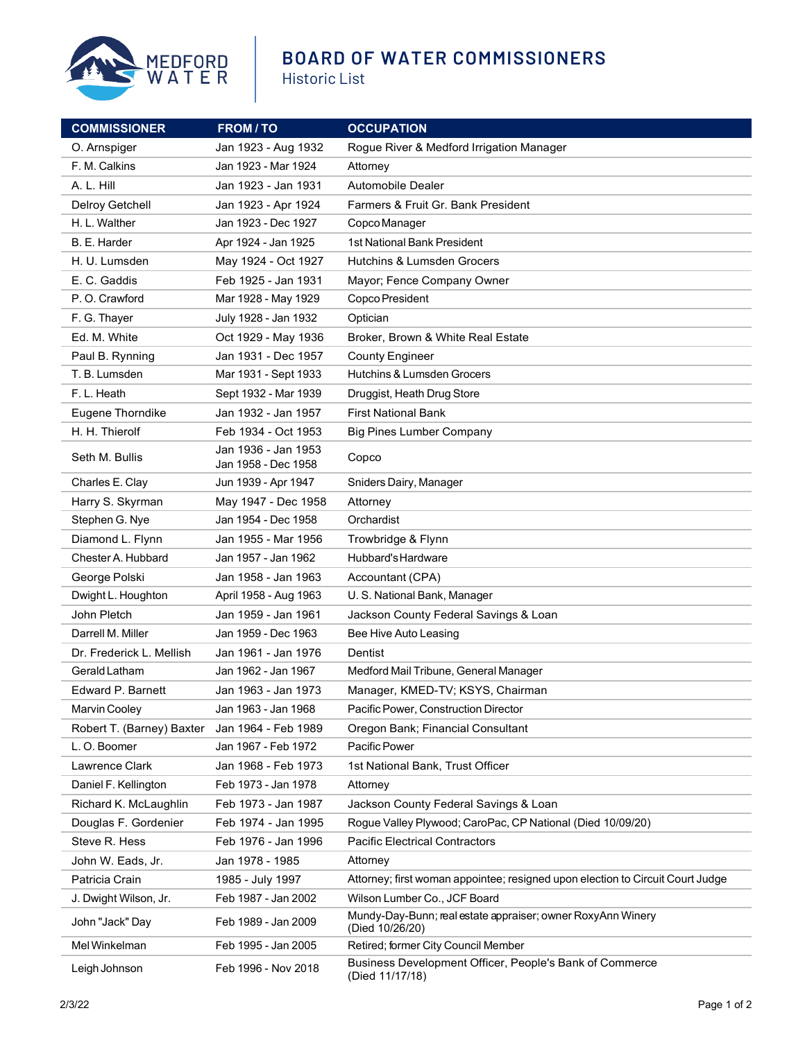# BOARD OF WATER COMMISSIONERS

Historic List

| COMMISSIONER | FROM / TO | OCCUPATION |
|---|---|---|
| O. Arnspiger | Jan 1923 - Aug 1932 | Rogue River & Medford Irrigation Manager |
| F. M. Calkins | Jan 1923 - Mar 1924 | Attorney |
| A. L. Hill | Jan 1923 - Jan 1931 | Automobile Dealer |
| Delroy Getchell | Jan 1923 - Apr 1924 | Farmers & Fruit Gr. Bank President |
| H. L. Walther | Jan 1923 - Dec 1927 | Copco Manager |
| B. E. Harder | Apr 1924 - Jan 1925 | 1st National Bank President |
| H. U. Lumsden | May 1924 - Oct 1927 | Hutchins & Lumsden Grocers |
| E. C. Gaddis | Feb 1925 - Jan 1931 | Mayor; Fence Company Owner |
| P. O. Crawford | Mar 1928 - May 1929 | Copco President |
| F. G. Thayer | July 1928 - Jan 1932 | Optician |
| Ed. M. White | Oct 1929 - May 1936 | Broker, Brown & White Real Estate |
| Paul B. Rynning | Jan 1931 - Dec 1957 | County Engineer |
| T. B. Lumsden | Mar 1931 - Sept 1933 | Hutchins & Lumsden Grocers |
| F. L. Heath | Sept 1932 - Mar 1939 | Druggist, Heath Drug Store |
| Eugene Thorndike | Jan 1932 - Jan 1957 | First National Bank |
| H. H. Thierolf | Feb 1934 - Oct 1953 | Big Pines Lumber Company |
| Seth M. Bullis | Jan 1936 - Jan 1953<br>Jan 1958 - Dec 1958 | Copco |
| Charles E. Clay | Jun 1939 - Apr 1947 | Sniders Dairy, Manager |
| Harry S. Skyrman | May 1947 - Dec 1958 | Attorney |
| Stephen G. Nye | Jan 1954 - Dec 1958 | Orchardist |
| Diamond L. Flynn | Jan 1955 - Mar 1956 | Trowbridge & Flynn |
| Chester A. Hubbard | Jan 1957 - Jan 1962 | Hubbard's Hardware |
| George Polski | Jan 1958 - Jan 1963 | Accountant (CPA) |
| Dwight L. Houghton | April 1958 - Aug 1963 | U. S. National Bank, Manager |
| John Pletch | Jan 1959 - Jan 1961 | Jackson County Federal Savings & Loan |
| Darrell M. Miller | Jan 1959 - Dec 1963 | Bee Hive Auto Leasing |
| Dr. Frederick L. Mellish | Jan 1961 - Jan 1976 | Dentist |
| Gerald Latham | Jan 1962 - Jan 1967 | Medford Mail Tribune, General Manager |
| Edward P. Barnett | Jan 1963 - Jan 1973 | Manager, KMED-TV; KSYS, Chairman |
| Marvin Cooley | Jan 1963 - Jan 1968 | Pacific Power, Construction Director |
| Robert T. (Barney) Baxter | Jan 1964 - Feb 1989 | Oregon Bank; Financial Consultant |
| L. O. Boomer | Jan 1967 - Feb 1972 | Pacific Power |
| Lawrence Clark | Jan 1968 - Feb 1973 | 1st National Bank, Trust Officer |
| Daniel F. Kellington | Feb 1973 - Jan 1978 | Attorney |
| Richard K. McLaughlin | Feb 1973 - Jan 1987 | Jackson County Federal Savings & Loan |
| Douglas F. Gordenier | Feb 1974 - Jan 1995 | Rogue Valley Plywood; CaroPac, CP National (Died 10/09/20) |
| Steve R. Hess | Feb 1976 - Jan 1996 | Pacific Electrical Contractors |
| John W. Eads, Jr. | Jan 1978 - 1985 | Attorney |
| Patricia Crain | 1985 - July 1997 | Attorney; first woman appointee; resigned upon election to Circuit Court Judge |
| J. Dwight Wilson, Jr. | Feb 1987 - Jan 2002 | Wilson Lumber Co., JCF Board |
| John "Jack" Day | Feb 1989 - Jan 2009 | Mundy-Day-Bunn; real estate appraiser; owner RoxyAnn Winery (Died 10/26/20) |
| Mel Winkelman | Feb 1995 - Jan 2005 | Retired; former City Council Member |
| Leigh Johnson | Feb 1996 - Nov 2018 | Business Development Officer, People's Bank of Commerce (Died 11/17/18) |

2/3/22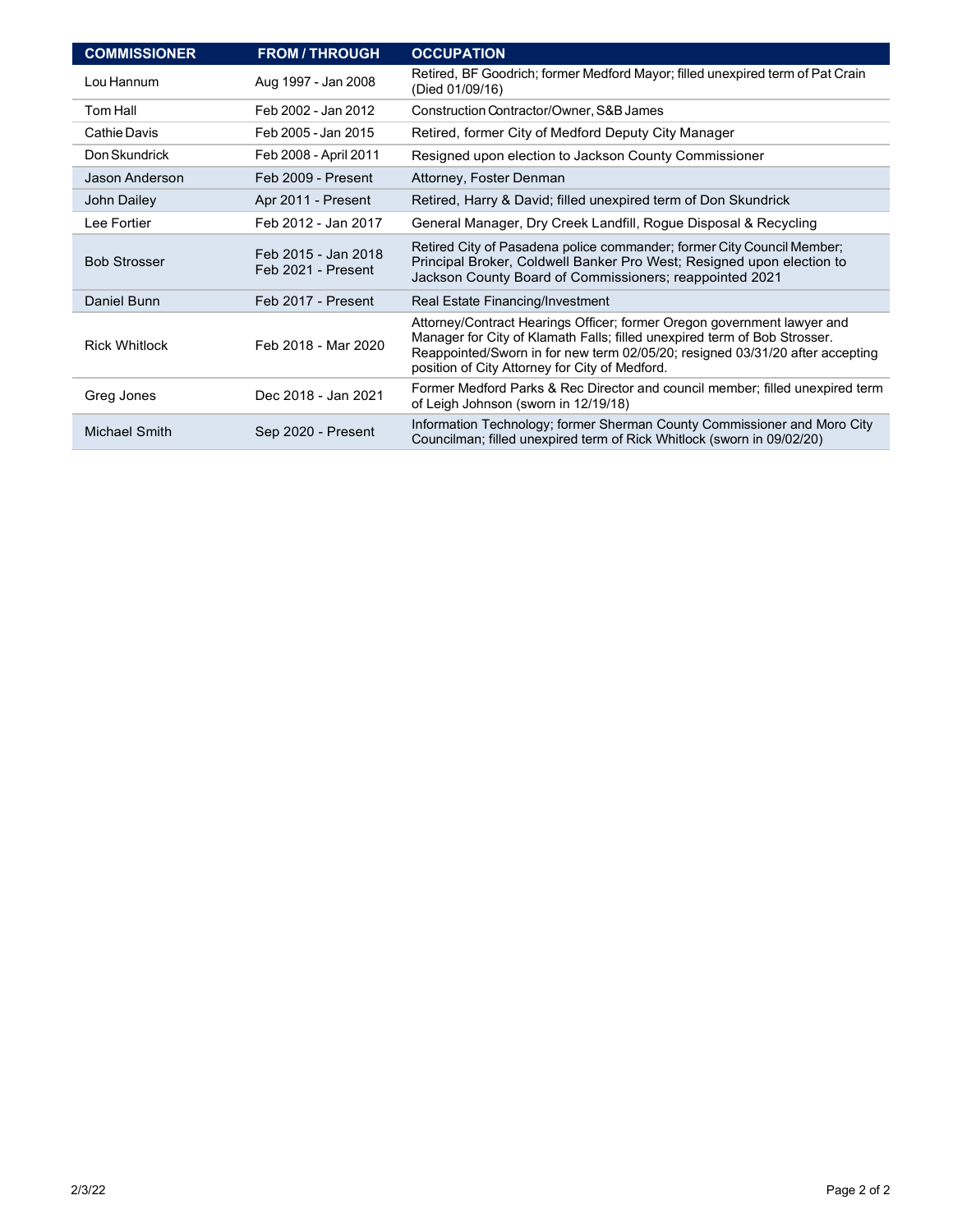| COMMISSIONER | FROM / THROUGH | OCCUPATION |
|---|---|---|
| Lou Hannum | Aug 1997 - Jan 2008 | Retired, BF Goodrich; former Medford Mayor; filled unexpired term of Pat Crain (Died 01/09/16) |
| Tom Hall | Feb 2002 - Jan 2012 | Construction Contractor/Owner, S&B James |
| Cathie Davis | Feb 2005 - Jan 2015 | Retired, former City of Medford Deputy City Manager |
| Don Skundrick | Feb 2008 - April 2011 | Resigned upon election to Jackson County Commissioner |
| Jason Anderson | Feb 2009 - Present | Attorney, Foster Denman |
| John Dailey | Apr 2011 - Present | Retired, Harry & David; filled unexpired term of Don Skundrick |
| Lee Fortier | Feb 2012 - Jan 2017 | General Manager, Dry Creek Landfill, Rogue Disposal & Recycling |
| Bob Strosser | Feb 2015 - Jan 2018<br>Feb 2021 - Present | Retired City of Pasadena police commander; former City Council Member; Principal Broker, Coldwell Banker Pro West; Resigned upon election to Jackson County Board of Commissioners; reappointed 2021 |
| Daniel Bunn | Feb 2017 - Present | Real Estate Financing/Investment |
| Rick Whitlock | Feb 2018 - Mar 2020 | Attorney/Contract Hearings Officer; former Oregon government lawyer and Manager for City of Klamath Falls; filled unexpired term of Bob Strosser. Reappointed/Sworn in for new term 02/05/20; resigned 03/31/20 after accepting position of City Attorney for City of Medford. |
| Greg Jones | Dec 2018 - Jan 2021 | Former Medford Parks & Rec Director and council member; filled unexpired term of Leigh Johnson (sworn in 12/19/18) |
| Michael Smith | Sep 2020 - Present | Information Technology; former Sherman County Commissioner and Moro City Councilman; filled unexpired term of Rick Whitlock (sworn in 09/02/20) |

2/3/22